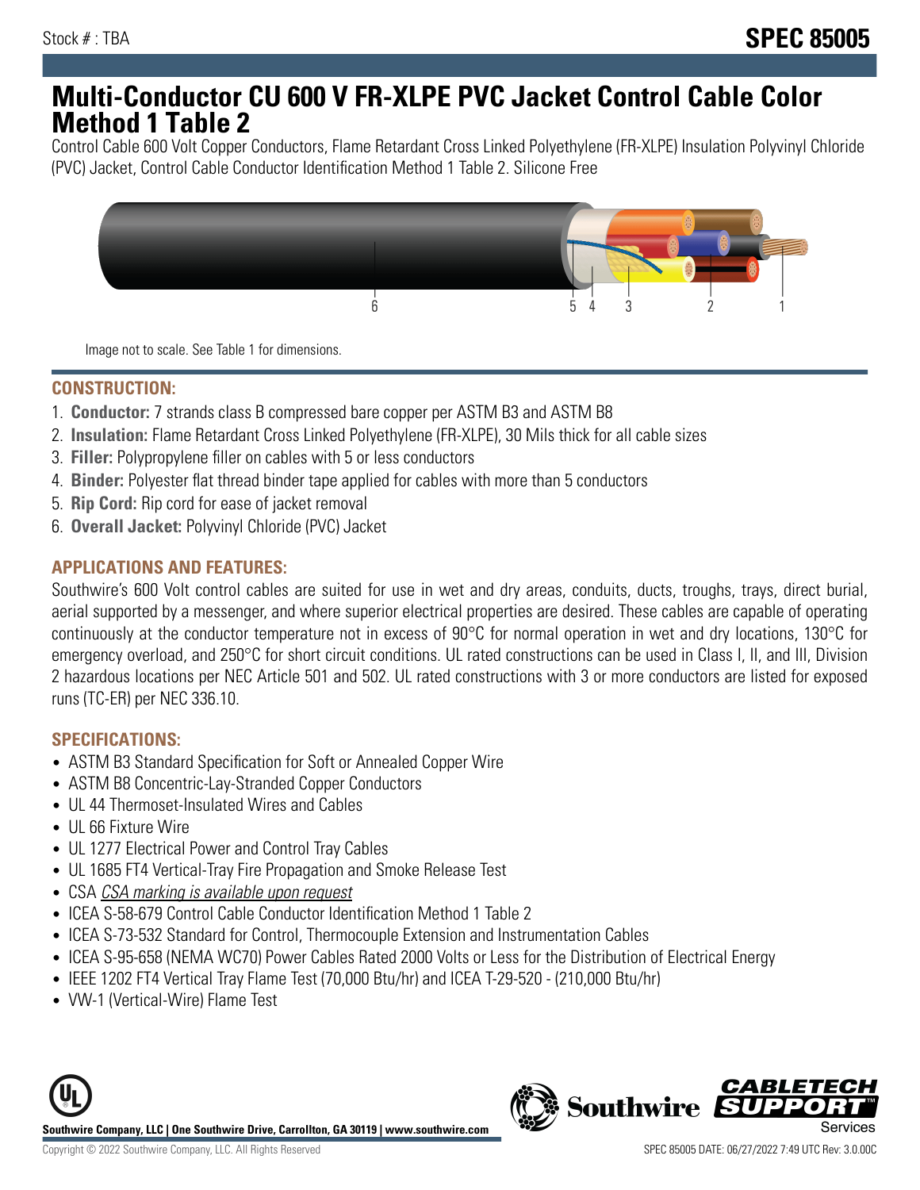Stock # : TBA

**SPEC 85005**

# Multi-Conductor CU 600 V FR-XLPE PVC Jacket Control Cable Color Method 1 Table 2

Control Cable 600 Volt Copper Conductors, Flame Retardant Cross Linked Polyethylene (FR-XLPE) Insulation Polyvinyl Chloride (PVC) Jacket, Control Cable Conductor Identification Method 1 Table 2. Silicone Free

6 5 4 3 2 1

Image not to scale. See Table 1 for dimensions.

## CONSTRUCTION:

1. **Conductor:** 7 strands class B compressed bare copper per ASTM B3 and ASTM B8
2. **Insulation:** Flame Retardant Cross Linked Polyethylene (FR-XLPE), 30 Mils thick for all cable sizes
3. **Filler:** Polypropylene filler on cables with 5 or less conductors
4. **Binder:** Polyester flat thread binder tape applied for cables with more than 5 conductors
5. **Rip Cord:** Rip cord for ease of jacket removal
6. **Overall Jacket:** Polyvinyl Chloride (PVC) Jacket

## APPLICATIONS AND FEATURES:

Southwire's 600 Volt control cables are suited for use in wet and dry areas, conduits, ducts, troughs, trays, direct burial, aerial supported by a messenger, and where superior electrical properties are desired. These cables are capable of operating continuously at the conductor temperature not in excess of 90°C for normal operation in wet and dry locations, 130°C for emergency overload, and 250°C for short circuit conditions. UL rated constructions can be used in Class I, II, and III, Division 2 hazardous locations per NEC Article 501 and 502. UL rated constructions with 3 or more conductors are listed for exposed runs (TC-ER) per NEC 336.10.

## SPECIFICATIONS:

- ASTM B3 Standard Specification for Soft or Annealed Copper Wire
- ASTM B8 Concentric-Lay-Stranded Copper Conductors
- UL 44 Thermoset-Insulated Wires and Cables
- UL 66 Fixture Wire
- UL 1277 Electrical Power and Control Tray Cables
- UL 1685 FT4 Vertical-Tray Fire Propagation and Smoke Release Test
- CSA *CSA marking is available upon request*
- ICEA S-58-679 Control Cable Conductor Identification Method 1 Table 2
- ICEA S-73-532 Standard for Control, Thermocouple Extension and Instrumentation Cables
- ICEA S-95-658 (NEMA WC70) Power Cables Rated 2000 Volts or Less for the Distribution of Electrical Energy
- IEEE 1202 FT4 Vertical Tray Flame Test (70,000 Btu/hr) and ICEA T-29-520 - (210,000 Btu/hr)
- VW-1 (Vertical-Wire) Flame Test

**Southwire Company, LLC | One Southwire Drive, Carrollton, GA 30119 | www.southwire.com**

Copyright © 2022 Southwire Company, LLC. All Rights Reserved

SPEC 85005 DATE: 06/27/2022 7:49 UTC Rev: 3.0.00C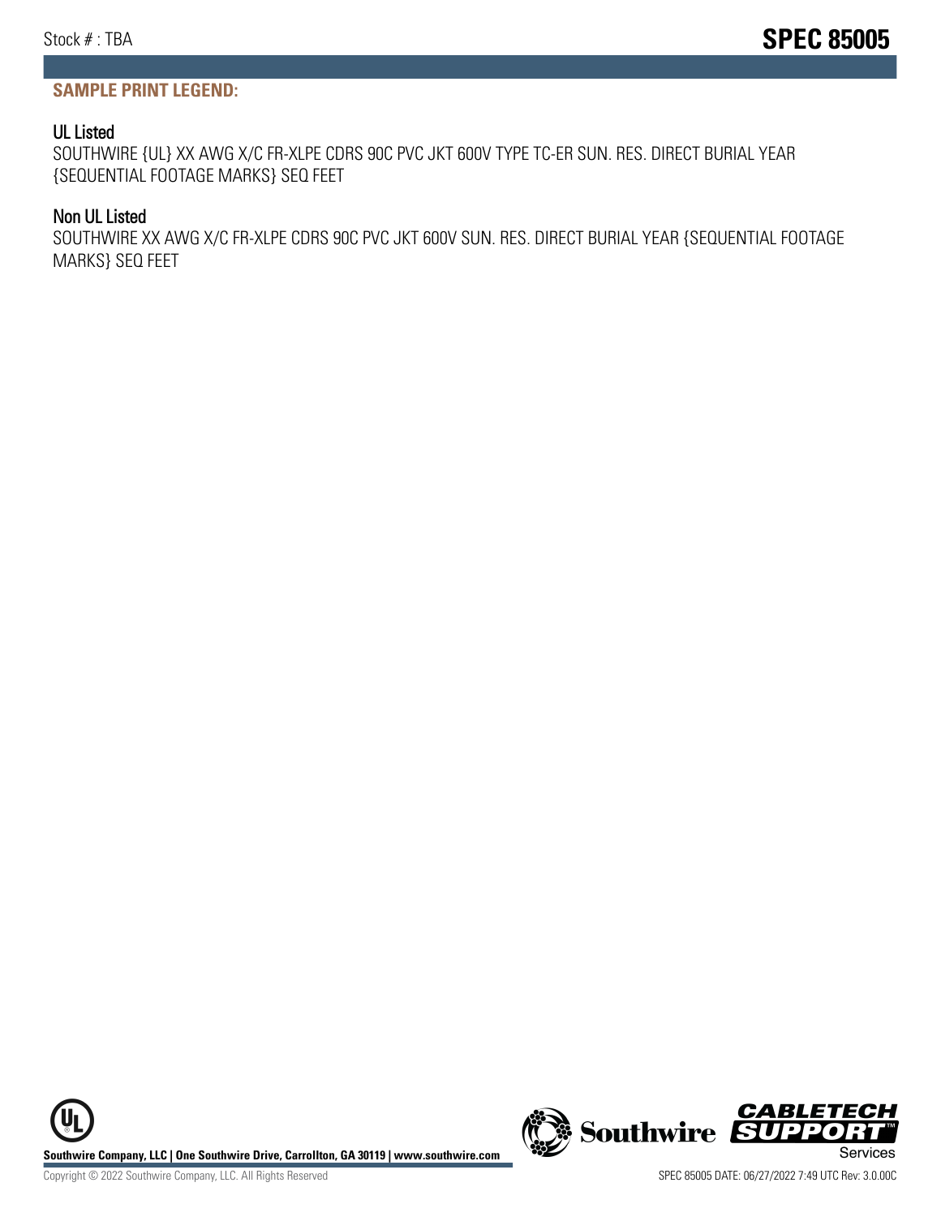## SAMPLE PRINT LEGEND:

### UL Listed

SOUTHWIRE {UL} XX AWG X/C FR-XLPE CDRS 90C PVC JKT 600V TYPE TC-ER SUN. RES. DIRECT BURIAL YEAR {SEQUENTIAL FOOTAGE MARKS} SEQ FEET

### Non UL Listed

SOUTHWIRE XX AWG X/C FR-XLPE CDRS 90C PVC JKT 600V SUN. RES. DIRECT BURIAL YEAR {SEQUENTIAL FOOTAGE MARKS} SEQ FEET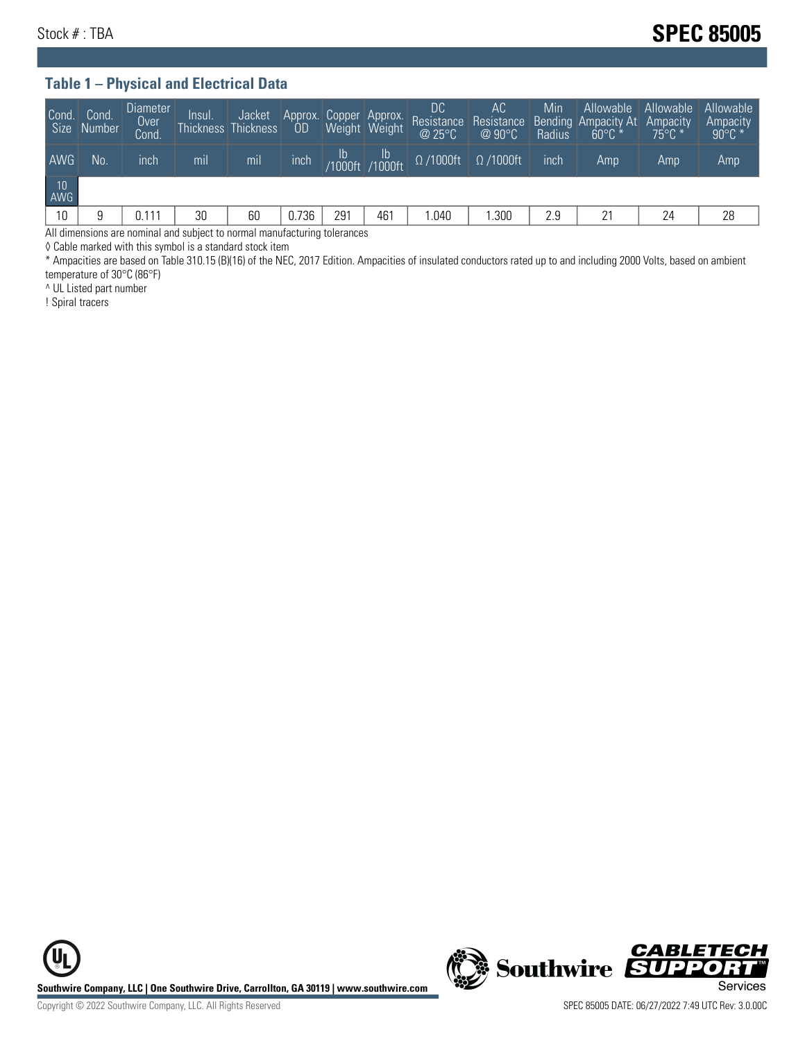## Table 1 – Physical and Electrical Data

| Cond. Size | Cond. Number | Diameter Over Cond. | Insul. Thickness | Jacket Thickness | Approx. OD | Copper Weight | Approx. Weight | DC Resistance @ 25°C | AC Resistance @ 90°C | Min Bending Radius | Allowable Ampacity At 60°C * | Allowable Ampacity 75°C * | Allowable Ampacity 90°C * |
|---|---|---|---|---|---|---|---|---|---|---|---|---|---|
| AWG | No. | inch | mil | mil | inch | lb /1000ft | lb /1000ft | Ω /1000ft | Ω /1000ft | inch | Amp | Amp | Amp |
| 10 AWG | | | | | | | | | | | | | |
| 10 | 9 | 0.111 | 30 | 60 | 0.736 | 291 | 461 | 1.040 | 1.300 | 2.9 | 21 | 24 | 28 |

All dimensions are nominal and subject to normal manufacturing tolerances

◊ Cable marked with this symbol is a standard stock item

* Ampacities are based on Table 310.15 (B)(16) of the NEC, 2017 Edition. Ampacities of insulated conductors rated up to and including 2000 Volts, based on ambient temperature of 30°C (86°F)

^ UL Listed part number

! Spiral tracers